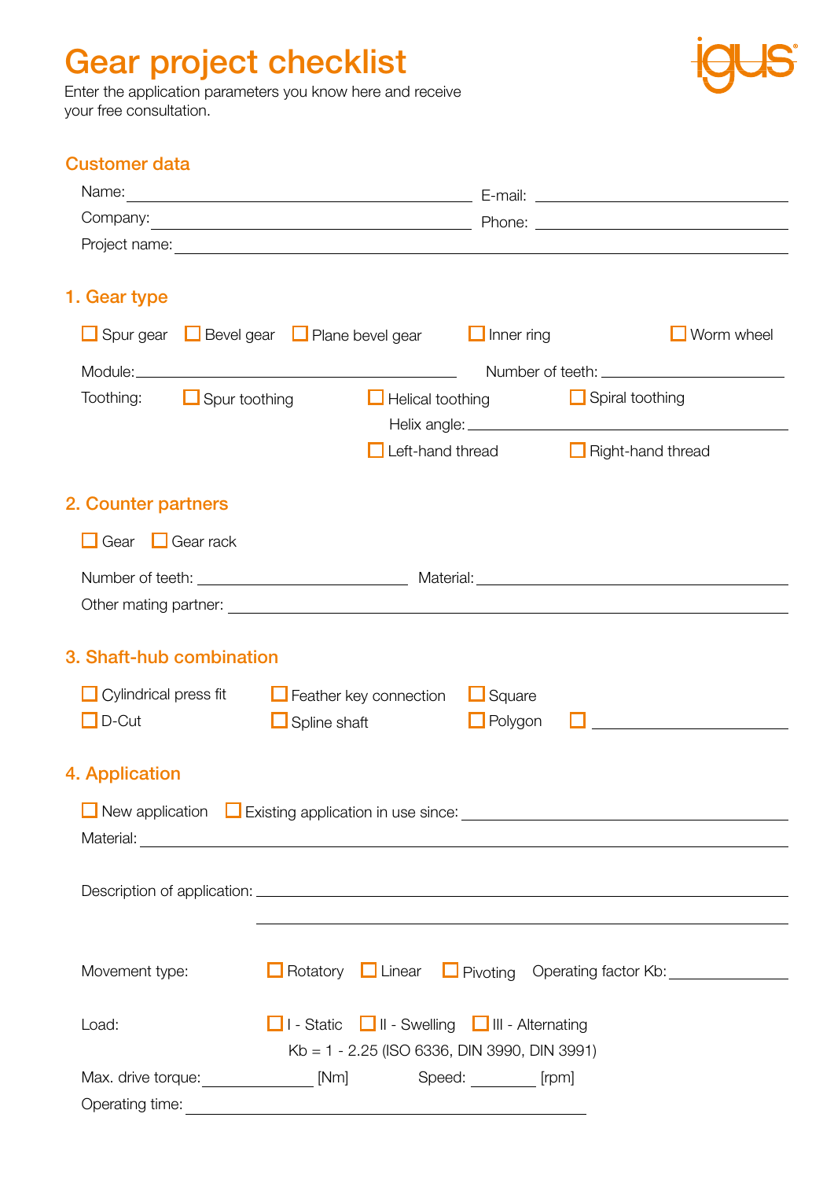# Gear project checklist

Enter the application parameters you know here and receive your free consultation.

## Customer data

Name: ______________________ E-mail: ______________________

Company: ______________________ Phone: ______________________

Project name: ______________________

## 1. Gear type

☐ Spur gear ☐ Bevel gear ☐ Plane bevel gear ☐ Inner ring ☐ Worm wheel

Module: ______________________ Number of teeth: ______________________

Toothing: ☐ Spur toothing ☐ Helical toothing ☐ Spiral toothing

Helix angle: ______________________

☐ Left-hand thread ☐ Right-hand thread

## 2. Counter partners

☐ Gear ☐ Gear rack

Number of teeth: ______________________ Material: ______________________

Other mating partner: ______________________

## 3. Shaft-hub combination

☐ Cylindrical press fit ☐ Feather key connection ☐ Square

☐ D-Cut ☐ Spline shaft ☐ Polygon ☐ ______________________

## 4. Application

☐ New application ☐ Existing application in use since: ______________________

Material: ______________________

Description of application: ______________________

______________________

Movement type: ☐ Rotatory ☐ Linear ☐ Pivoting Operating factor Kb: ______________________

Load: ☐ I - Static ☐ II - Swelling ☐ III - Alternating

Kb = 1 - 2.25 (ISO 6336, DIN 3990, DIN 3991)

Max. drive torque: ______________ [Nm] Speed: __________ [rpm]

Operating time: ______________________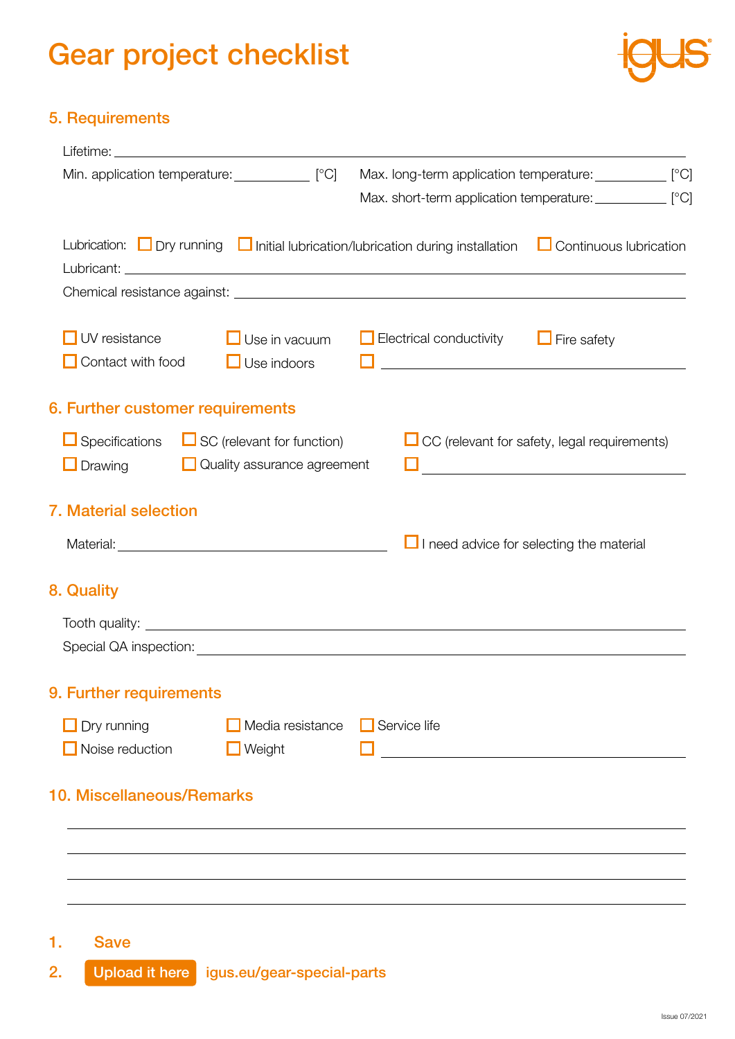# Gear project checklist

## 5. Requirements

Lifetime: ______________________________

Min. application temperature: __________ [°C]

Max. long-term application temperature: __________ [°C]

Max. short-term application temperature: __________ [°C]

Lubrication: ☐ Dry running ☐ Initial lubrication/lubrication during installation ☐ Continuous lubrication

Lubricant: ______________________________

Chemical resistance against: ______________________________

- ☐ UV resistance
- ☐ Use in vacuum
- ☐ Electrical conductivity
- ☐ Fire safety
- ☐ Contact with food
- ☐ Use indoors
- ☐ ______________________________

## 6. Further customer requirements

- ☐ Specifications
- ☐ SC (relevant for function)
- ☐ CC (relevant for safety, legal requirements)
- ☐ Drawing
- ☐ Quality assurance agreement
- ☐ ______________________________

## 7. Material selection

Material: ______________________________

☐ I need advice for selecting the material

## 8. Quality

Tooth quality: ______________________________

Special QA inspection: ______________________________

## 9. Further requirements

- ☐ Dry running
- ☐ Media resistance
- ☐ Service life
- ☐ Noise reduction
- ☐ Weight
- ☐ ______________________________

## 10. Miscellaneous/Remarks

______________________________

______________________________

______________________________

______________________________

1. Save
2. Upload it here igus.eu/gear-special-parts

Issue 07/2021